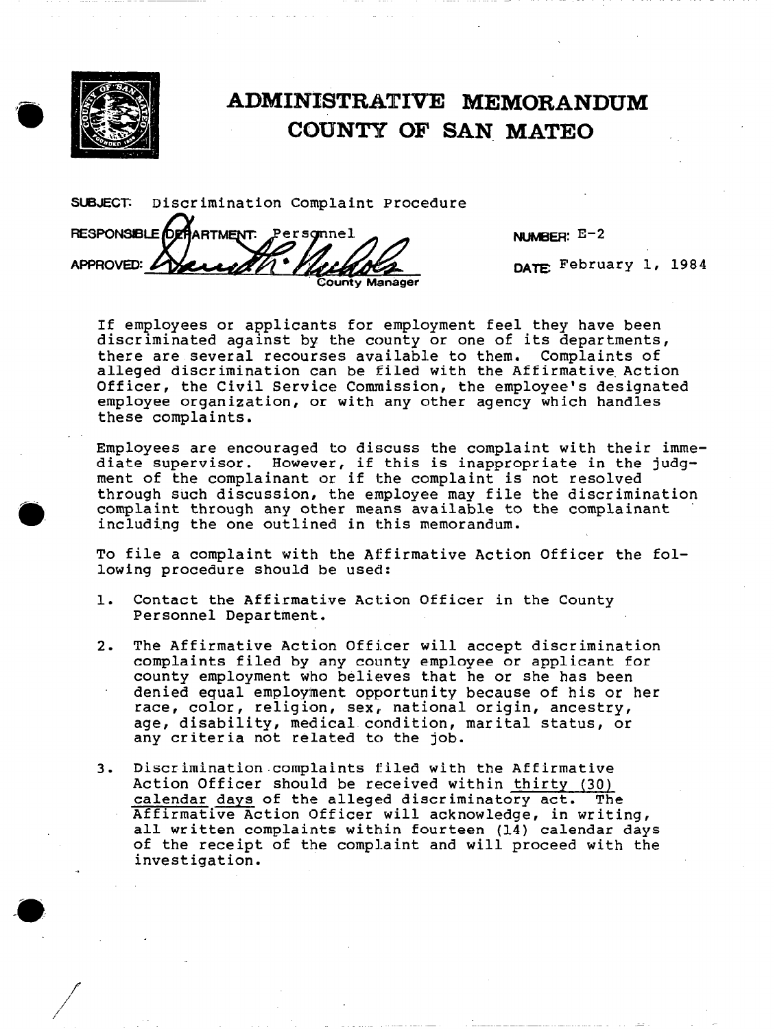# ADMINISTRATIVE MEMORANDUM
# COUNTY OF SAN MATEO

**SUBJECT:** Discrimination Complaint Procedure

**RESPONSIBLE DEPARTMENT:** Personnel

**NUMBER:** E-2

**APPROVED:** County Manager

**DATE:** February 1, 1984

If employees or applicants for employment feel they have been discriminated against by the county or one of its departments, there are several recourses available to them. Complaints of alleged discrimination can be filed with the Affirmative Action Officer, the Civil Service Commission, the employee's designated employee organization, or with any other agency which handles these complaints.

Employees are encouraged to discuss the complaint with their immediate supervisor. However, if this is inappropriate in the judgment of the complainant or if the complaint is not resolved through such discussion, the employee may file the discrimination complaint through any other means available to the complainant including the one outlined in this memorandum.

To file a complaint with the Affirmative Action Officer the following procedure should be used:

1. Contact the Affirmative Action Officer in the County Personnel Department.

2. The Affirmative Action Officer will accept discrimination complaints filed by any county employee or applicant for county employment who believes that he or she has been denied equal employment opportunity because of his or her race, color, religion, sex, national origin, ancestry, age, disability, medical condition, marital status, or any criteria not related to the job.

3. Discrimination complaints filed with the Affirmative Action Officer should be received within <u>thirty (30) calendar days</u> of the alleged discriminatory act. The Affirmative Action Officer will acknowledge, in writing, all written complaints within fourteen (14) calendar days of the receipt of the complaint and will proceed with the investigation.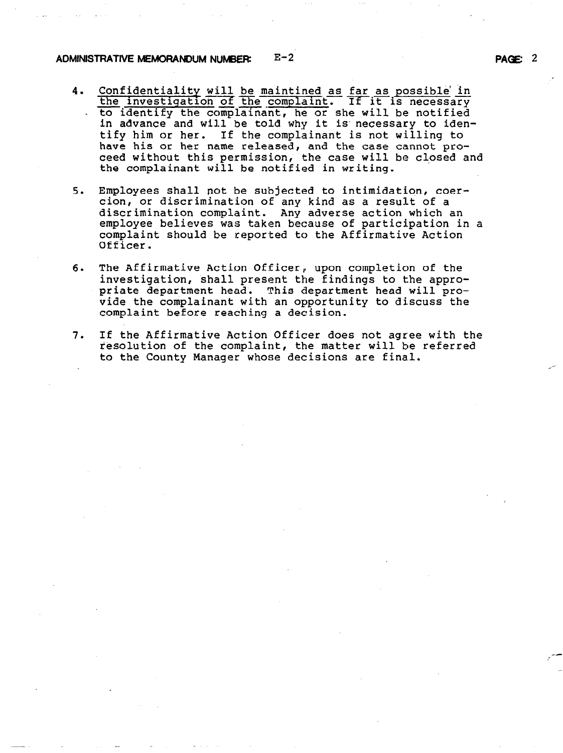4. Confidentiality will be maintined as far as possible in the investigation of the complaint. If it is necessary to identify the complainant, he or she will be notified in advance and will be told why it is necessary to identify him or her. If the complainant is not willing to have his or her name released, and the case cannot proceed without this permission, the case will be closed and the complainant will be notified in writing.

5. Employees shall not be subjected to intimidation, coercion, or discrimination of any kind as a result of a discrimination complaint. Any adverse action which an employee believes was taken because of participation in a complaint should be reported to the Affirmative Action Officer.

6. The Affirmative Action Officer, upon completion of the investigation, shall present the findings to the appropriate department head. This department head will provide the complainant with an opportunity to discuss the complaint before reaching a decision.

7. If the Affirmative Action Officer does not agree with the resolution of the complaint, the matter will be referred to the County Manager whose decisions are final.